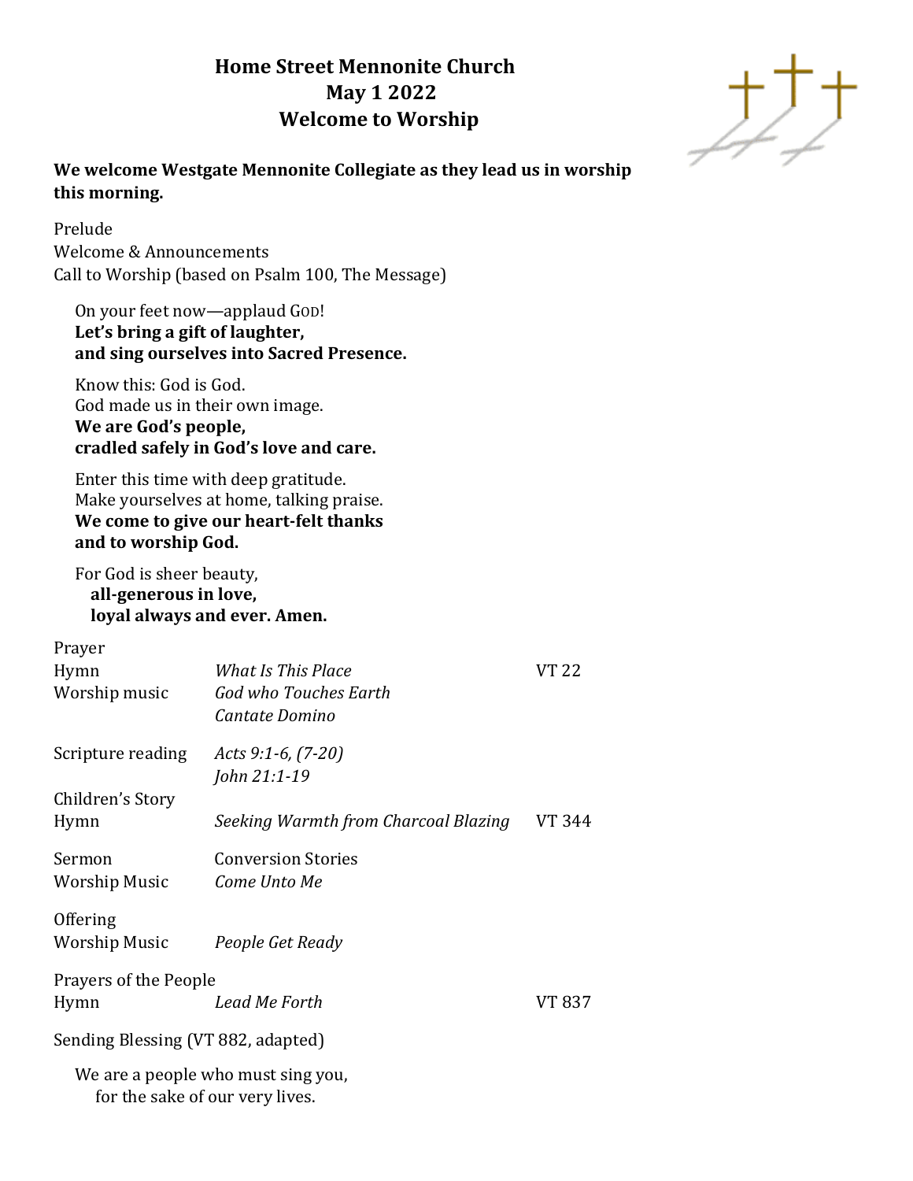# Home Street Mennonite Church
## May 1 2022
## Welcome to Worship

**We welcome Westgate Mennonite Collegiate as they lead us in worship this morning.**

Prelude
Welcome & Announcements
Call to Worship (based on Psalm 100, The Message)

> On your feet now—applaud GOD!
> **Let's bring a gift of laughter,**
> **and sing ourselves into Sacred Presence.**
>
> Know this: God is God.
> God made us in their own image.
> **We are God's people,**
> **cradled safely in God's love and care.**
>
> Enter this time with deep gratitude.
> Make yourselves at home, talking praise.
> **We come to give our heart-felt thanks**
> **and to worship God.**
>
> For God is sheer beauty,
> **all-generous in love,**
> **loyal always and ever. Amen.**

| | | |
|---|---|---|
| Prayer | | |
| Hymn | *What Is This Place* | VT 22 |
| Worship music | *God who Touches Earth* | |
| | *Cantate Domino* | |
| Scripture reading | *Acts 9:1-6, (7-20)* | |
| | *John 21:1-19* | |
| Children's Story | | |
| Hymn | *Seeking Warmth from Charcoal Blazing* | VT 344 |
| Sermon | Conversion Stories | |
| Worship Music | *Come Unto Me* | |
| Offering | | |
| Worship Music | *People Get Ready* | |
| Prayers of the People | | |
| Hymn | *Lead Me Forth* | VT 837 |

Sending Blessing (VT 882, adapted)

> We are a people who must sing you,
> for the sake of our very lives.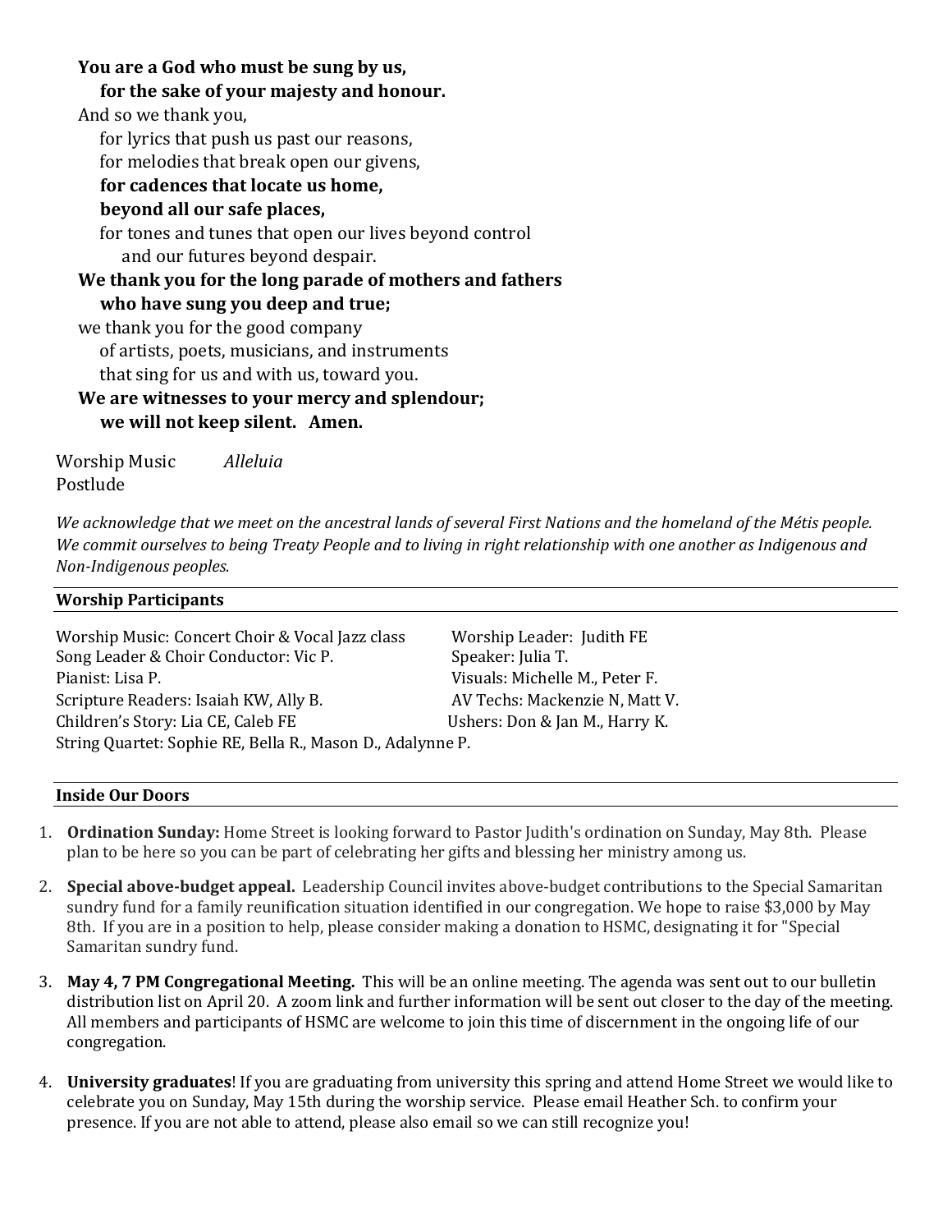**You are a God who must be sung by us,**
**for the sake of your majesty and honour.**
And so we thank you,
for lyrics that push us past our reasons,
for melodies that break open our givens,
**for cadences that locate us home,**
**beyond all our safe places,**
for tones and tunes that open our lives beyond control
and our futures beyond despair.
**We thank you for the long parade of mothers and fathers**
**who have sung you deep and true;**
we thank you for the good company
of artists, poets, musicians, and instruments
that sing for us and with us, toward you.
**We are witnesses to your mercy and splendour;**
**we will not keep silent. Amen.**

Worship Music *Alleluia*
Postlude

*We acknowledge that we meet on the ancestral lands of several First Nations and the homeland of the Métis people. We commit ourselves to being Treaty People and to living in right relationship with one another as Indigenous and Non-Indigenous peoples.*

## Worship Participants

Worship Music: Concert Choir & Vocal Jazz class
Song Leader & Choir Conductor: Vic P.
Pianist: Lisa P.
Scripture Readers: Isaiah KW, Ally B.
Children's Story: Lia CE, Caleb FE
String Quartet: Sophie RE, Bella R., Mason D., Adalynne P.
Worship Leader: Judith FE
Speaker: Julia T.
Visuals: Michelle M., Peter F.
AV Techs: Mackenzie N, Matt V.
Ushers: Don & Jan M., Harry K.

## Inside Our Doors

1. **Ordination Sunday:** Home Street is looking forward to Pastor Judith's ordination on Sunday, May 8th. Please plan to be here so you can be part of celebrating her gifts and blessing her ministry among us.

2. **Special above-budget appeal.** Leadership Council invites above-budget contributions to the Special Samaritan sundry fund for a family reunification situation identified in our congregation. We hope to raise $3,000 by May 8th. If you are in a position to help, please consider making a donation to HSMC, designating it for "Special Samaritan sundry fund.

3. **May 4, 7 PM Congregational Meeting.** This will be an online meeting. The agenda was sent out to our bulletin distribution list on April 20. A zoom link and further information will be sent out closer to the day of the meeting. All members and participants of HSMC are welcome to join this time of discernment in the ongoing life of our congregation.

4. **University graduates**! If you are graduating from university this spring and attend Home Street we would like to celebrate you on Sunday, May 15th during the worship service. Please email Heather Sch. to confirm your presence. If you are not able to attend, please also email so we can still recognize you!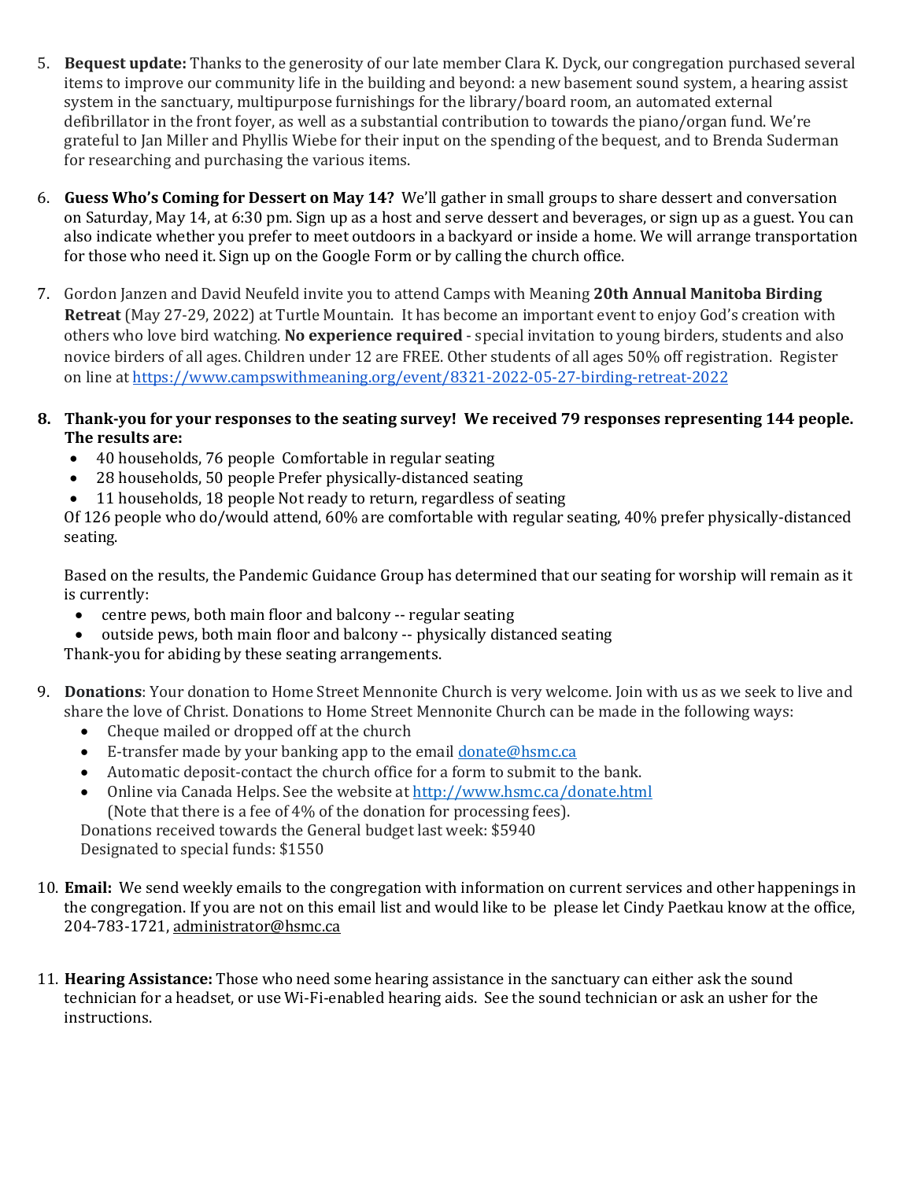5. **Bequest update:** Thanks to the generosity of our late member Clara K. Dyck, our congregation purchased several items to improve our community life in the building and beyond: a new basement sound system, a hearing assist system in the sanctuary, multipurpose furnishings for the library/board room, an automated external defibrillator in the front foyer, as well as a substantial contribution to towards the piano/organ fund. We're grateful to Jan Miller and Phyllis Wiebe for their input on the spending of the bequest, and to Brenda Suderman for researching and purchasing the various items.

6. **Guess Who's Coming for Dessert on May 14?** We'll gather in small groups to share dessert and conversation on Saturday, May 14, at 6:30 pm. Sign up as a host and serve dessert and beverages, or sign up as a guest. You can also indicate whether you prefer to meet outdoors in a backyard or inside a home. We will arrange transportation for those who need it. Sign up on the Google Form or by calling the church office.

7. Gordon Janzen and David Neufeld invite you to attend Camps with Meaning **20th Annual Manitoba Birding Retreat** (May 27-29, 2022) at Turtle Mountain. It has become an important event to enjoy God's creation with others who love bird watching. **No experience required** - special invitation to young birders, students and also novice birders of all ages. Children under 12 are FREE. Other students of all ages 50% off registration. Register on line at https://www.campswithmeaning.org/event/8321-2022-05-27-birding-retreat-2022

8. **Thank-you for your responses to the seating survey! We received 79 responses representing 144 people. The results are:**
   - 40 households, 76 people Comfortable in regular seating
   - 28 households, 50 people Prefer physically-distanced seating
   - 11 households, 18 people Not ready to return, regardless of seating

   Of 126 people who do/would attend, 60% are comfortable with regular seating, 40% prefer physically-distanced seating.

   Based on the results, the Pandemic Guidance Group has determined that our seating for worship will remain as it is currently:
   - centre pews, both main floor and balcony -- regular seating
   - outside pews, both main floor and balcony -- physically distanced seating

   Thank-you for abiding by these seating arrangements.

9. **Donations**: Your donation to Home Street Mennonite Church is very welcome. Join with us as we seek to live and share the love of Christ. Donations to Home Street Mennonite Church can be made in the following ways:
   - Cheque mailed or dropped off at the church
   - E-transfer made by your banking app to the email donate@hsmc.ca
   - Automatic deposit-contact the church office for a form to submit to the bank.
   - Online via Canada Helps. See the website at http://www.hsmc.ca/donate.html (Note that there is a fee of 4% of the donation for processing fees).

   Donations received towards the General budget last week: $5940
   Designated to special funds: $1550

10. **Email:** We send weekly emails to the congregation with information on current services and other happenings in the congregation. If you are not on this email list and would like to be please let Cindy Paetkau know at the office, 204-783-1721, administrator@hsmc.ca

11. **Hearing Assistance:** Those who need some hearing assistance in the sanctuary can either ask the sound technician for a headset, or use Wi-Fi-enabled hearing aids. See the sound technician or ask an usher for the instructions.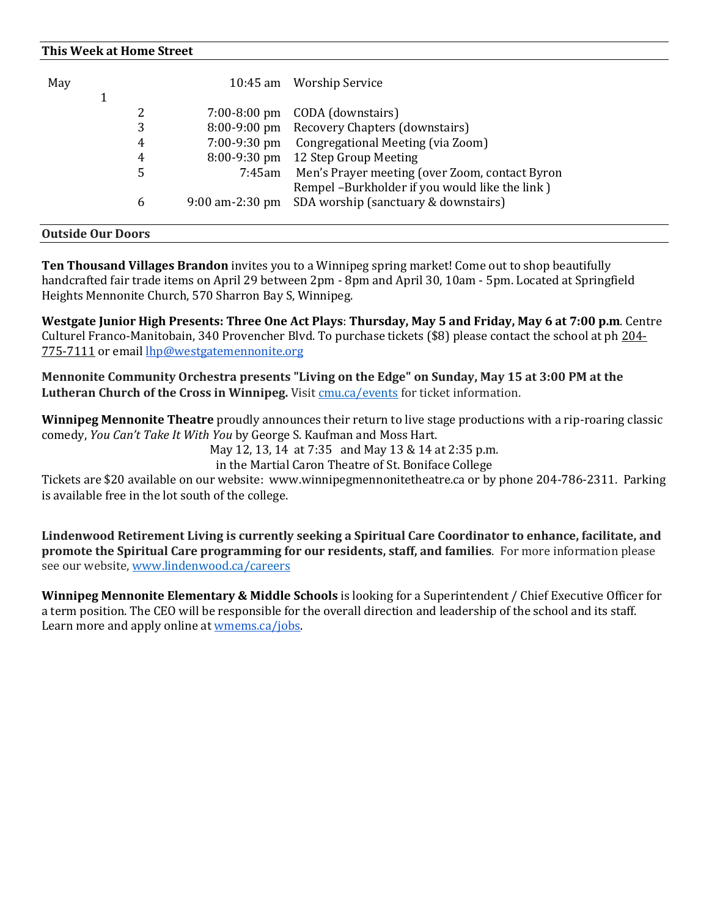### This Week at Home Street

| Date | Time | Event |
|---|---|---|
| May 1 | 10:45 am | Worship Service |
| 2 | 7:00-8:00 pm | CODA (downstairs) |
| 3 | 8:00-9:00 pm | Recovery Chapters (downstairs) |
| 4 | 7:00-9:30 pm | Congregational Meeting (via Zoom) |
| 4 | 8:00-9:30 pm | 12 Step Group Meeting |
| 5 | 7:45am | Men's Prayer meeting (over Zoom, contact Byron Rempel –Burkholder if you would like the link ) |
| 6 | 9:00 am-2:30 pm | SDA worship (sanctuary & downstairs) |

### Outside Our Doors

**Ten Thousand Villages Brandon** invites you to a Winnipeg spring market! Come out to shop beautifully handcrafted fair trade items on April 29 between 2pm - 8pm and April 30, 10am - 5pm. Located at Springfield Heights Mennonite Church, 570 Sharron Bay S, Winnipeg.

**Westgate Junior High Presents: Three One Act Plays**: **Thursday, May 5 and Friday, May 6 at 7:00 p.m**. Centre Culturel Franco-Manitobain, 340 Provencher Blvd. To purchase tickets ($8) please contact the school at ph 204-775-7111 or email lhp@westgatemennonite.org

**Mennonite Community Orchestra presents "Living on the Edge" on Sunday, May 15 at 3:00 PM at the Lutheran Church of the Cross in Winnipeg.** Visit cmu.ca/events for ticket information.

**Winnipeg Mennonite Theatre** proudly announces their return to live stage productions with a rip-roaring classic comedy, *You Can't Take It With You* by George S. Kaufman and Moss Hart.

May 12, 13, 14 at 7:35 and May 13 & 14 at 2:35 p.m.
in the Martial Caron Theatre of St. Boniface College

Tickets are $20 available on our website: www.winnipegmennonitetheatre.ca or by phone 204-786-2311. Parking is available free in the lot south of the college.

**Lindenwood Retirement Living is currently seeking a Spiritual Care Coordinator to enhance, facilitate, and promote the Spiritual Care programming for our residents, staff, and families**. For more information please see our website, www.lindenwood.ca/careers

**Winnipeg Mennonite Elementary & Middle Schools** is looking for a Superintendent / Chief Executive Officer for a term position. The CEO will be responsible for the overall direction and leadership of the school and its staff. Learn more and apply online at wmems.ca/jobs.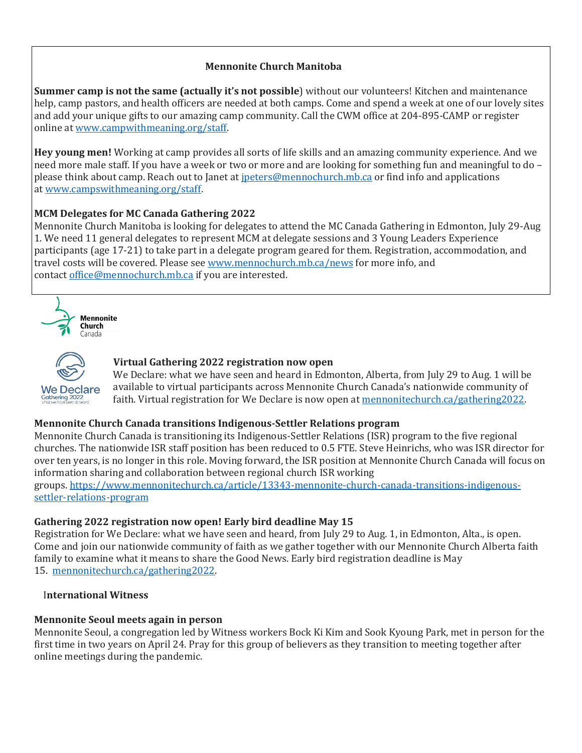## Mennonite Church Manitoba

**Summer camp is not the same (actually it's not possible**) without our volunteers! Kitchen and maintenance help, camp pastors, and health officers are needed at both camps. Come and spend a week at one of our lovely sites and add your unique gifts to our amazing camp community. Call the CWM office at 204-895-CAMP or register online at www.campwithmeaning.org/staff.

**Hey young men!** Working at camp provides all sorts of life skills and an amazing community experience. And we need more male staff. If you have a week or two or more and are looking for something fun and meaningful to do – please think about camp. Reach out to Janet at jpeters@mennochurch.mb.ca or find info and applications at www.campswithmeaning.org/staff.

**MCM Delegates for MC Canada Gathering 2022**
Mennonite Church Manitoba is looking for delegates to attend the MC Canada Gathering in Edmonton, July 29-Aug 1. We need 11 general delegates to represent MCM at delegate sessions and 3 Young Leaders Experience participants (age 17-21) to take part in a delegate program geared for them. Registration, accommodation, and travel costs will be covered. Please see www.mennochurch.mb.ca/news for more info, and contact office@mennochurch.mb.ca if you are interested.

Mennonite Church Canada

We Declare Gathering 2022 what we have seen & heard

**Virtual Gathering 2022 registration now open**
We Declare: what we have seen and heard in Edmonton, Alberta, from July 29 to Aug. 1 will be available to virtual participants across Mennonite Church Canada's nationwide community of faith. Virtual registration for We Declare is now open at mennonitechurch.ca/gathering2022.

**Mennonite Church Canada transitions Indigenous-Settler Relations program**
Mennonite Church Canada is transitioning its Indigenous-Settler Relations (ISR) program to the five regional churches. The nationwide ISR staff position has been reduced to 0.5 FTE. Steve Heinrichs, who was ISR director for over ten years, is no longer in this role. Moving forward, the ISR position at Mennonite Church Canada will focus on information sharing and collaboration between regional church ISR working groups. https://www.mennonitechurch.ca/article/13343-mennonite-church-canada-transitions-indigenous-settler-relations-program

**Gathering 2022 registration now open! Early bird deadline May 15**
Registration for We Declare: what we have seen and heard, from July 29 to Aug. 1, in Edmonton, Alta., is open. Come and join our nationwide community of faith as we gather together with our Mennonite Church Alberta faith family to examine what it means to share the Good News. Early bird registration deadline is May 15. mennonitechurch.ca/gathering2022.

**International Witness**

**Mennonite Seoul meets again in person**
Mennonite Seoul, a congregation led by Witness workers Bock Ki Kim and Sook Kyoung Park, met in person for the first time in two years on April 24. Pray for this group of believers as they transition to meeting together after online meetings during the pandemic.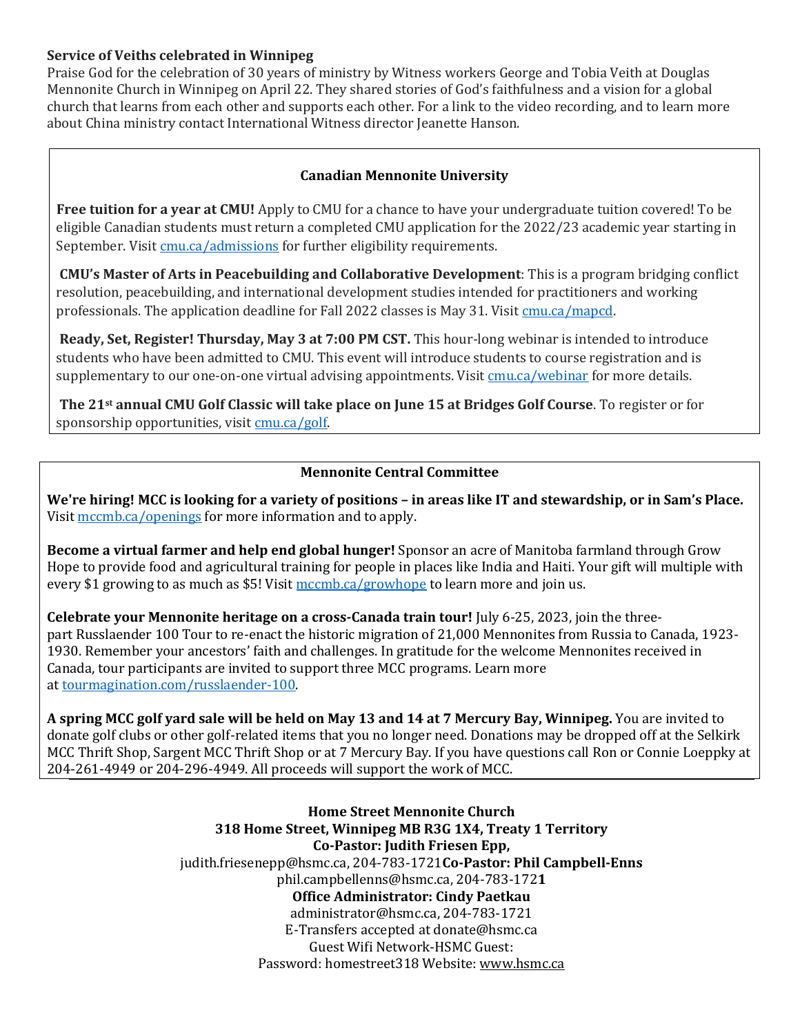**Service of Veiths celebrated in Winnipeg**

Praise God for the celebration of 30 years of ministry by Witness workers George and Tobia Veith at Douglas Mennonite Church in Winnipeg on April 22. They shared stories of God's faithfulness and a vision for a global church that learns from each other and supports each other. For a link to the video recording, and to learn more about China ministry contact International Witness director Jeanette Hanson.

## Canadian Mennonite University

**Free tuition for a year at CMU!** Apply to CMU for a chance to have your undergraduate tuition covered! To be eligible Canadian students must return a completed CMU application for the 2022/23 academic year starting in September. Visit cmu.ca/admissions for further eligibility requirements.

**CMU's Master of Arts in Peacebuilding and Collaborative Development**: This is a program bridging conflict resolution, peacebuilding, and international development studies intended for practitioners and working professionals. The application deadline for Fall 2022 classes is May 31. Visit cmu.ca/mapcd.

**Ready, Set, Register! Thursday, May 3 at 7:00 PM CST.** This hour-long webinar is intended to introduce students who have been admitted to CMU. This event will introduce students to course registration and is supplementary to our one-on-one virtual advising appointments. Visit cmu.ca/webinar for more details.

**The 21st annual CMU Golf Classic will take place on June 15 at Bridges Golf Course**. To register or for sponsorship opportunities, visit cmu.ca/golf.

## Mennonite Central Committee

**We're hiring! MCC is looking for a variety of positions – in areas like IT and stewardship, or in Sam's Place.** Visit mccmb.ca/openings for more information and to apply.

**Become a virtual farmer and help end global hunger!** Sponsor an acre of Manitoba farmland through Grow Hope to provide food and agricultural training for people in places like India and Haiti. Your gift will multiple with every $1 growing to as much as $5! Visit mccmb.ca/growhope to learn more and join us.

**Celebrate your Mennonite heritage on a cross-Canada train tour!** July 6-25, 2023, join the three-part Russlaender 100 Tour to re-enact the historic migration of 21,000 Mennonites from Russia to Canada, 1923-1930. Remember your ancestors' faith and challenges. In gratitude for the welcome Mennonites received in Canada, tour participants are invited to support three MCC programs. Learn more at tourmagination.com/russlaender-100.

**A spring MCC golf yard sale will be held on May 13 and 14 at 7 Mercury Bay, Winnipeg.** You are invited to donate golf clubs or other golf-related items that you no longer need. Donations may be dropped off at the Selkirk MCC Thrift Shop, Sargent MCC Thrift Shop or at 7 Mercury Bay. If you have questions call Ron or Connie Loeppky at 204-261-4949 or 204-296-4949. All proceeds will support the work of MCC.

**Home Street Mennonite Church**
**318 Home Street, Winnipeg MB R3G 1X4, Treaty 1 Territory**
**Co-Pastor: Judith Friesen Epp,**
judith.friesenepp@hsmc.ca, 204-783-1721 **Co-Pastor: Phil Campbell-Enns**
phil.campbellenns@hsmc.ca, 204-783-1721
**Office Administrator: Cindy Paetkau**
administrator@hsmc.ca, 204-783-1721
E-Transfers accepted at donate@hsmc.ca
Guest Wifi Network-HSMC Guest:
Password: homestreet318 Website: www.hsmc.ca